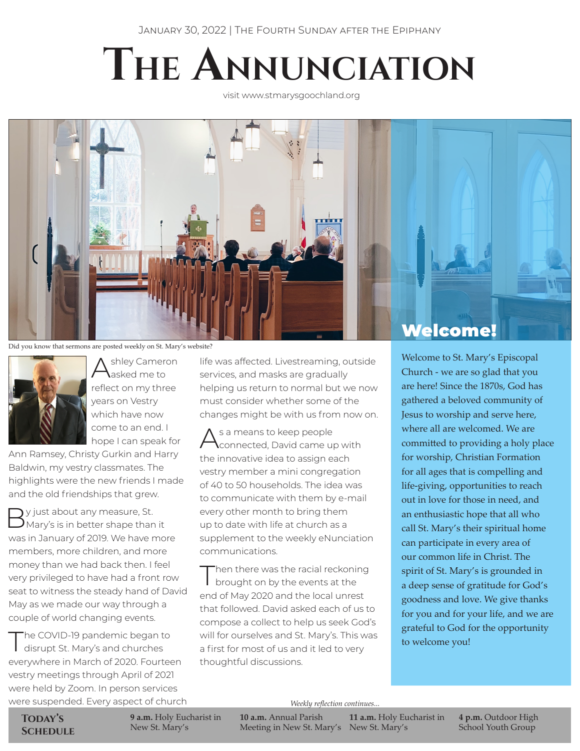January 30, 2022 | The Fourth Sunday after the Epiphany

# The Annunciation

visit www.stmarysgoochland.org

Did you know that sermons are posted weekly on St. Mary's website?

Ashley Cameron asked me to reflect on my three years on Vestry which have now come to an end. I hope I can speak for Ann Ramsey, Christy Gurkin and Harry Baldwin, my vestry classmates. The highlights were the new friends I made and the old friendships that grew.

By just about any measure, St. Mary's is in better shape than it was in January of 2019. We have more members, more children, and more money than we had back then. I feel very privileged to have had a front row seat to witness the steady hand of David May as we made our way through a couple of world changing events.

The COVID-19 pandemic began to disrupt St. Mary's and churches everywhere in March of 2020. Fourteen vestry meetings through April of 2021 were held by Zoom. In person services were suspended. Every aspect of church life was affected. Livestreaming, outside services, and masks are gradually helping us return to normal but we now must consider whether some of the changes might be with us from now on.

As a means to keep people connected, David came up with the innovative idea to assign each vestry member a mini congregation of 40 to 50 households. The idea was to communicate with them by e-mail every other month to bring them up to date with life at church as a supplement to the weekly eNunciation communications.

Then there was the racial reckoning brought on by the events at the end of May 2020 and the local unrest that followed. David asked each of us to compose a collect to help us seek God's will for ourselves and St. Mary's. This was a first for most of us and it led to very thoughtful discussions.

*Weekly reflection continues...*

## Welcome!

Welcome to St. Mary's Episcopal Church - we are so glad that you are here! Since the 1870s, God has gathered a beloved community of Jesus to worship and serve here, where all are welcomed. We are committed to providing a holy place for worship, Christian Formation for all ages that is compelling and life-giving, opportunities to reach out in love for those in need, and an enthusiastic hope that all who call St. Mary's their spiritual home can participate in every area of our common life in Christ. The spirit of St. Mary's is grounded in a deep sense of gratitude for God's goodness and love. We give thanks for you and for your life, and we are grateful to God for the opportunity to welcome you!

**Today's Schedule**

- **9 a.m.** Holy Eucharist in New St. Mary's
- **10 a.m.** Annual Parish Meeting in New St. Mary's
- **11 a.m.** Holy Eucharist in New St. Mary's
- **4 p.m.** Outdoor High School Youth Group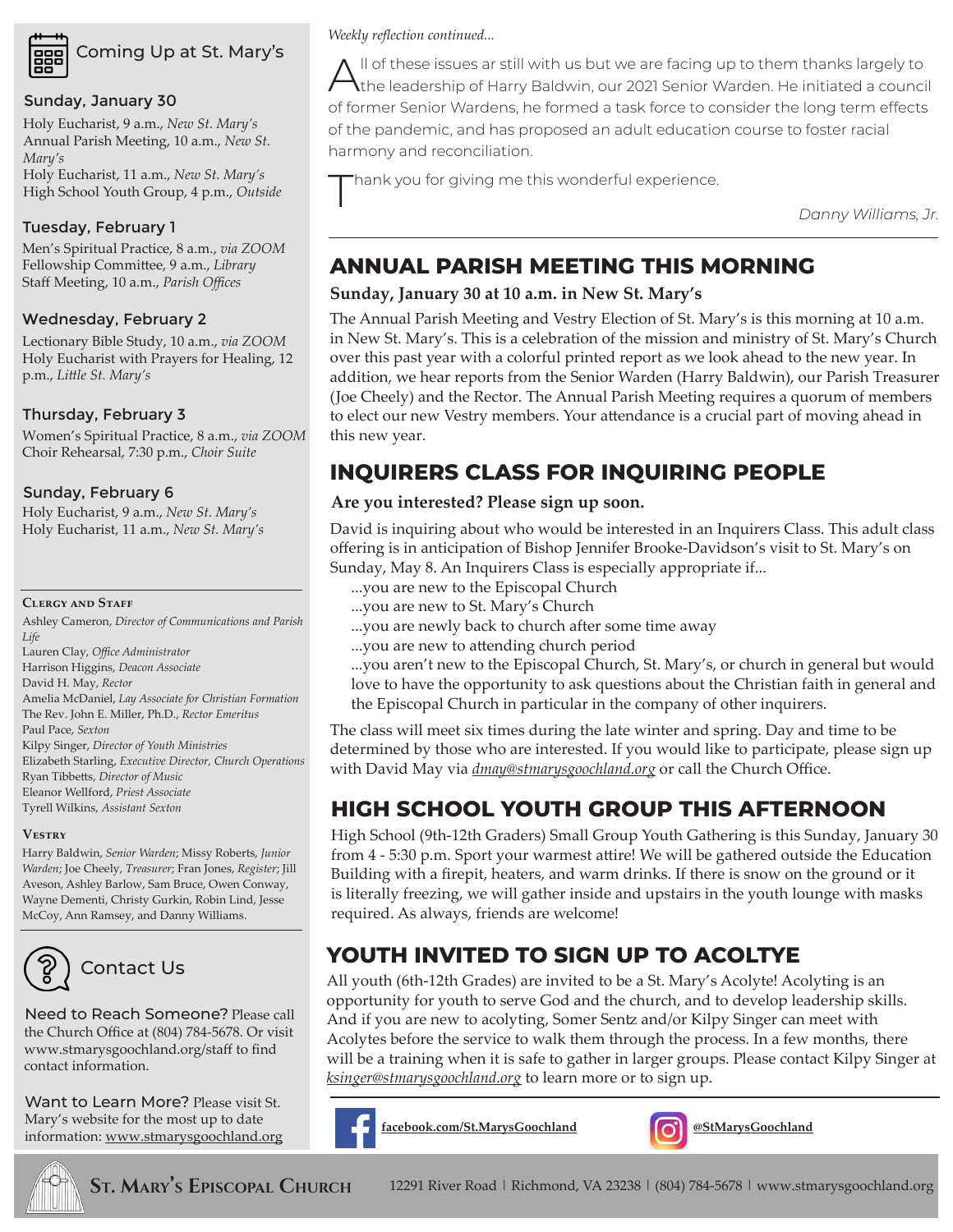## Coming Up at St. Mary's

### Sunday, January 30

Holy Eucharist, 9 a.m., *New St. Mary's*
Annual Parish Meeting, 10 a.m., *New St. Mary's*
Holy Eucharist, 11 a.m., *New St. Mary's*
High School Youth Group, 4 p.m., *Outside*

### Tuesday, February 1

Men's Spiritual Practice, 8 a.m., *via ZOOM*
Fellowship Committee, 9 a.m., *Library*
Staff Meeting, 10 a.m., *Parish Offices*

### Wednesday, February 2

Lectionary Bible Study, 10 a.m., *via ZOOM*
Holy Eucharist with Prayers for Healing, 12 p.m., *Little St. Mary's*

### Thursday, February 3

Women's Spiritual Practice, 8 a.m., *via ZOOM*
Choir Rehearsal, 7:30 p.m., *Choir Suite*

### Sunday, February 6

Holy Eucharist, 9 a.m., *New St. Mary's*
Holy Eucharist, 11 a.m., *New St. Mary's*

**Clergy and Staff**

Ashley Cameron, *Director of Communications and Parish Life*
Lauren Clay, *Office Administrator*
Harrison Higgins, *Deacon Associate*
David H. May, *Rector*
Amelia McDaniel, *Lay Associate for Christian Formation*
The Rev. John E. Miller, Ph.D., *Rector Emeritus*
Paul Pace, *Sexton*
Kilpy Singer, *Director of Youth Ministries*
Elizabeth Starling, *Executive Director, Church Operations*
Ryan Tibbetts, *Director of Music*
Eleanor Wellford, *Priest Associate*
Tyrell Wilkins, *Assistant Sexton*

**Vestry**

Harry Baldwin, *Senior Warden*; Missy Roberts, *Junior Warden*; Joe Cheely, *Treasurer*; Fran Jones, *Register*; Jill Aveson, Ashley Barlow, Sam Bruce, Owen Conway, Wayne Dementi, Christy Gurkin, Robin Lind, Jesse McCoy, Ann Ramsey, and Danny Williams.

## Contact Us

**Need to Reach Someone?** Please call the Church Office at (804) 784-5678. Or visit www.stmarysgoochland.org/staff to find contact information.

**Want to Learn More?** Please visit St. Mary's website for the most up to date information: www.stmarysgoochland.org

*Weekly reflection continued...*

All of these issues ar still with us but we are facing up to them thanks largely to the leadership of Harry Baldwin, our 2021 Senior Warden. He initiated a council of former Senior Wardens, he formed a task force to consider the long term effects of the pandemic, and has proposed an adult education course to foster racial harmony and reconciliation.

Thank you for giving me this wonderful experience.

*Danny Williams, Jr.*

## ANNUAL PARISH MEETING THIS MORNING

**Sunday, January 30 at 10 a.m. in New St. Mary's**

The Annual Parish Meeting and Vestry Election of St. Mary's is this morning at 10 a.m. in New St. Mary's. This is a celebration of the mission and ministry of St. Mary's Church over this past year with a colorful printed report as we look ahead to the new year. In addition, we hear reports from the Senior Warden (Harry Baldwin), our Parish Treasurer (Joe Cheely) and the Rector. The Annual Parish Meeting requires a quorum of members to elect our new Vestry members. Your attendance is a crucial part of moving ahead in this new year.

## INQUIRERS CLASS FOR INQUIRING PEOPLE

**Are you interested? Please sign up soon.**

David is inquiring about who would be interested in an Inquirers Class. This adult class offering is in anticipation of Bishop Jennifer Brooke-Davidson's visit to St. Mary's on Sunday, May 8. An Inquirers Class is especially appropriate if...

...you are new to the Episcopal Church
...you are new to St. Mary's Church
...you are newly back to church after some time away
...you are new to attending church period
...you aren't new to the Episcopal Church, St. Mary's, or church in general but would love to have the opportunity to ask questions about the Christian faith in general and the Episcopal Church in particular in the company of other inquirers.

The class will meet six times during the late winter and spring. Day and time to be determined by those who are interested. If you would like to participate, please sign up with David May via *dmay@stmarysgoochland.org* or call the Church Office.

## HIGH SCHOOL YOUTH GROUP THIS AFTERNOON

High School (9th-12th Graders) Small Group Youth Gathering is this Sunday, January 30 from 4 - 5:30 p.m. Sport your warmest attire! We will be gathered outside the Education Building with a firepit, heaters, and warm drinks. If there is snow on the ground or it is literally freezing, we will gather inside and upstairs in the youth lounge with masks required. As always, friends are welcome!

## YOUTH INVITED TO SIGN UP TO ACOLTYE

All youth (6th-12th Grades) are invited to be a St. Mary's Acolyte! Acolyting is an opportunity for youth to serve God and the church, and to develop leadership skills. And if you are new to acolyting, Somer Sentz and/or Kilpy Singer can meet with Acolytes before the service to walk them through the process. In a few months, there will be a training when it is safe to gather in larger groups. Please contact Kilpy Singer at *ksinger@stmarysgoochland.org* to learn more or to sign up.

**facebook.com/St.MarysGoochland** **@StMarysGoochland**

**St. Mary's Episcopal Church** 12291 River Road | Richmond, VA 23238 | (804) 784-5678 | www.stmarysgoochland.org